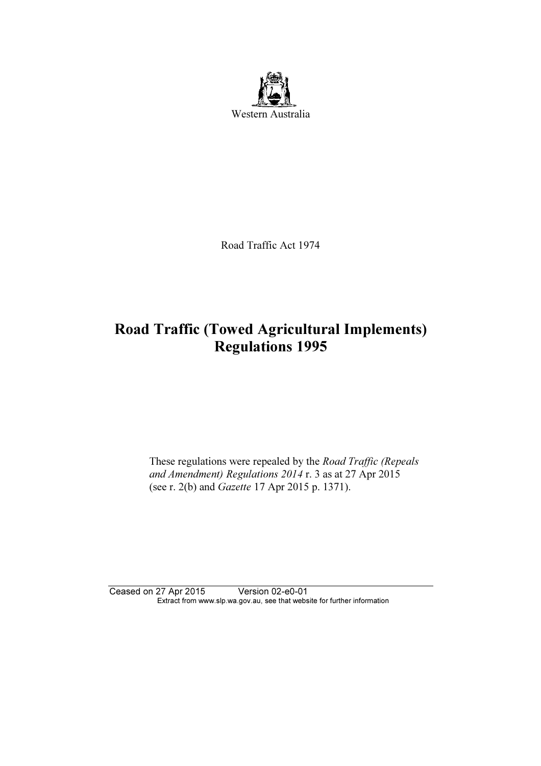Western Australia

Road Traffic Act 1974

# Road Traffic (Towed Agricultural Implements) Regulations 1995

These regulations were repealed by the *Road Traffic (Repeals and Amendment) Regulations 2014* r. 3 as at 27 Apr 2015 (see r. 2(b) and *Gazette* 17 Apr 2015 p. 1371).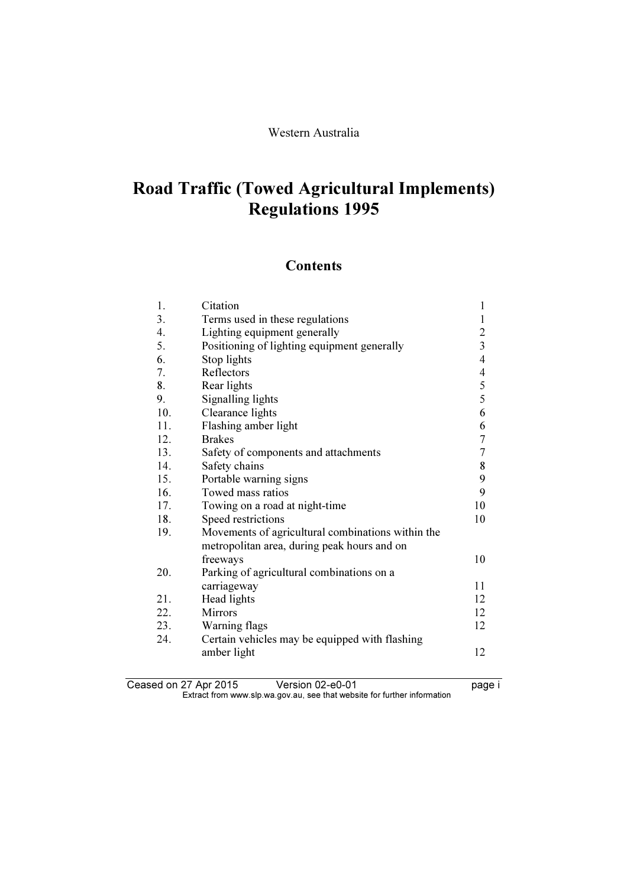Western Australia

# Road Traffic (Towed Agricultural Implements) Regulations 1995

## Contents

| | | |
|---|---|---|
| 1. | Citation | 1 |
| 3. | Terms used in these regulations | 1 |
| 4. | Lighting equipment generally | 2 |
| 5. | Positioning of lighting equipment generally | 3 |
| 6. | Stop lights | 4 |
| 7. | Reflectors | 4 |
| 8. | Rear lights | 5 |
| 9. | Signalling lights | 5 |
| 10. | Clearance lights | 6 |
| 11. | Flashing amber light | 6 |
| 12. | Brakes | 7 |
| 13. | Safety of components and attachments | 7 |
| 14. | Safety chains | 8 |
| 15. | Portable warning signs | 9 |
| 16. | Towed mass ratios | 9 |
| 17. | Towing on a road at night-time | 10 |
| 18. | Speed restrictions | 10 |
| 19. | Movements of agricultural combinations within the metropolitan area, during peak hours and on freeways | 10 |
| 20. | Parking of agricultural combinations on a carriageway | 11 |
| 21. | Head lights | 12 |
| 22. | Mirrors | 12 |
| 23. | Warning flags | 12 |
| 24. | Certain vehicles may be equipped with flashing amber light | 12 |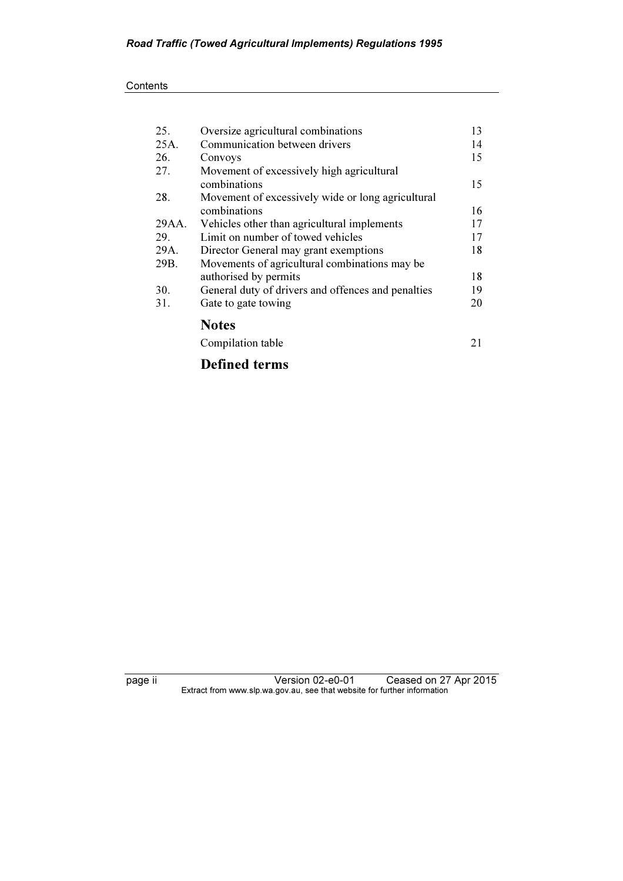| | | |
|---|---|---|
| 25. | Oversize agricultural combinations | 13 |
| 25A. | Communication between drivers | 14 |
| 26. | Convoys | 15 |
| 27. | Movement of excessively high agricultural combinations | 15 |
| 28. | Movement of excessively wide or long agricultural combinations | 16 |
| 29AA. | Vehicles other than agricultural implements | 17 |
| 29. | Limit on number of towed vehicles | 17 |
| 29A. | Director General may grant exemptions | 18 |
| 29B. | Movements of agricultural combinations may be authorised by permits | 18 |
| 30. | General duty of drivers and offences and penalties | 19 |
| 31. | Gate to gate towing | 20 |

## Notes

| | |
|---|---|
| Compilation table | 21 |

## Defined terms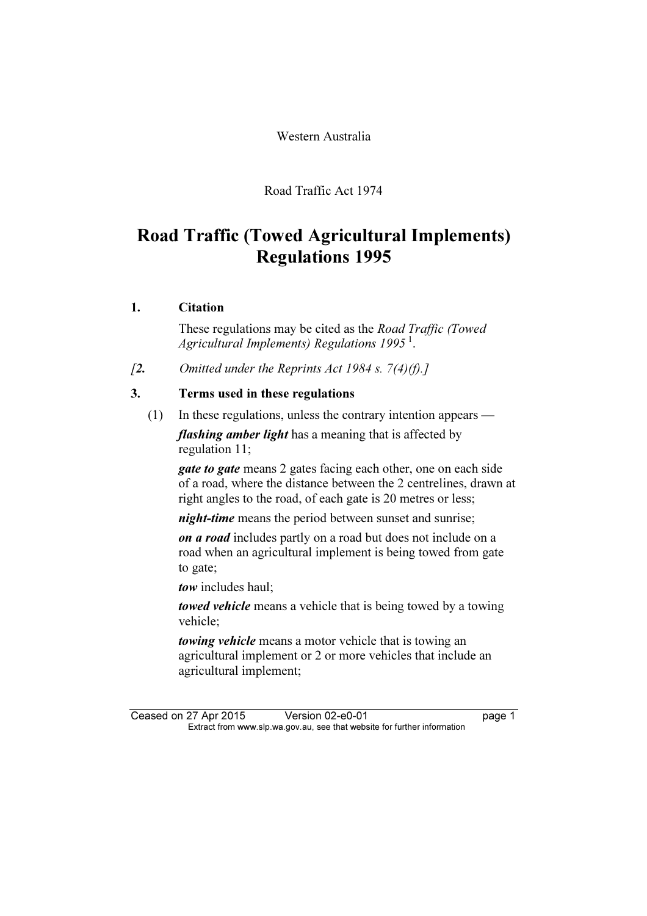Western Australia

Road Traffic Act 1974

# Road Traffic (Towed Agricultural Implements) Regulations 1995

## 1. Citation

These regulations may be cited as the *Road Traffic (Towed Agricultural Implements) Regulations 1995* [1].

*[2. Omitted under the Reprints Act 1984 s. 7(4)(f).]*

## 3. Terms used in these regulations

(1) In these regulations, unless the contrary intention appears —

***flashing amber light*** has a meaning that is affected by regulation 11;

***gate to gate*** means 2 gates facing each other, one on each side of a road, where the distance between the 2 centrelines, drawn at right angles to the road, of each gate is 20 metres or less;

***night-time*** means the period between sunset and sunrise;

***on a road*** includes partly on a road but does not include on a road when an agricultural implement is being towed from gate to gate;

***tow*** includes haul;

***towed vehicle*** means a vehicle that is being towed by a towing vehicle;

***towing vehicle*** means a motor vehicle that is towing an agricultural implement or 2 or more vehicles that include an agricultural implement;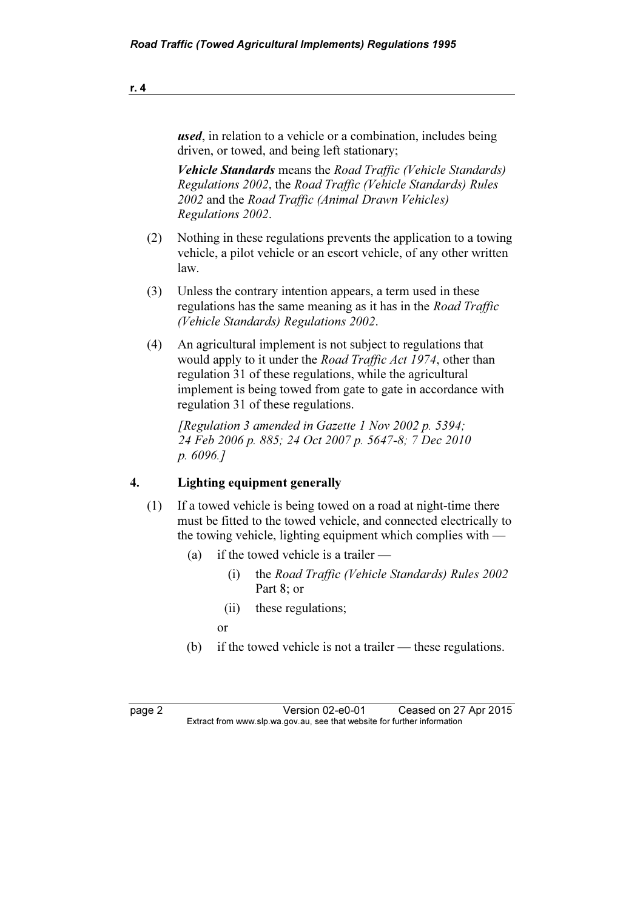***used***, in relation to a vehicle or a combination, includes being driven, or towed, and being left stationary;

***Vehicle Standards*** means the *Road Traffic (Vehicle Standards) Regulations 2002*, the *Road Traffic (Vehicle Standards) Rules 2002* and the *Road Traffic (Animal Drawn Vehicles) Regulations 2002*.

(2) Nothing in these regulations prevents the application to a towing vehicle, a pilot vehicle or an escort vehicle, of any other written law.

(3) Unless the contrary intention appears, a term used in these regulations has the same meaning as it has in the *Road Traffic (Vehicle Standards) Regulations 2002*.

(4) An agricultural implement is not subject to regulations that would apply to it under the *Road Traffic Act 1974*, other than regulation 31 of these regulations, while the agricultural implement is being towed from gate to gate in accordance with regulation 31 of these regulations.

*[Regulation 3 amended in Gazette 1 Nov 2002 p. 5394; 24 Feb 2006 p. 885; 24 Oct 2007 p. 5647-8; 7 Dec 2010 p. 6096.]*

## 4. Lighting equipment generally

(1) If a towed vehicle is being towed on a road at night-time there must be fitted to the towed vehicle, and connected electrically to the towing vehicle, lighting equipment which complies with —

- (a) if the towed vehicle is a trailer —
  - (i) the *Road Traffic (Vehicle Standards) Rules 2002* Part 8; or
  - (ii) these regulations;

  or
- (b) if the towed vehicle is not a trailer — these regulations.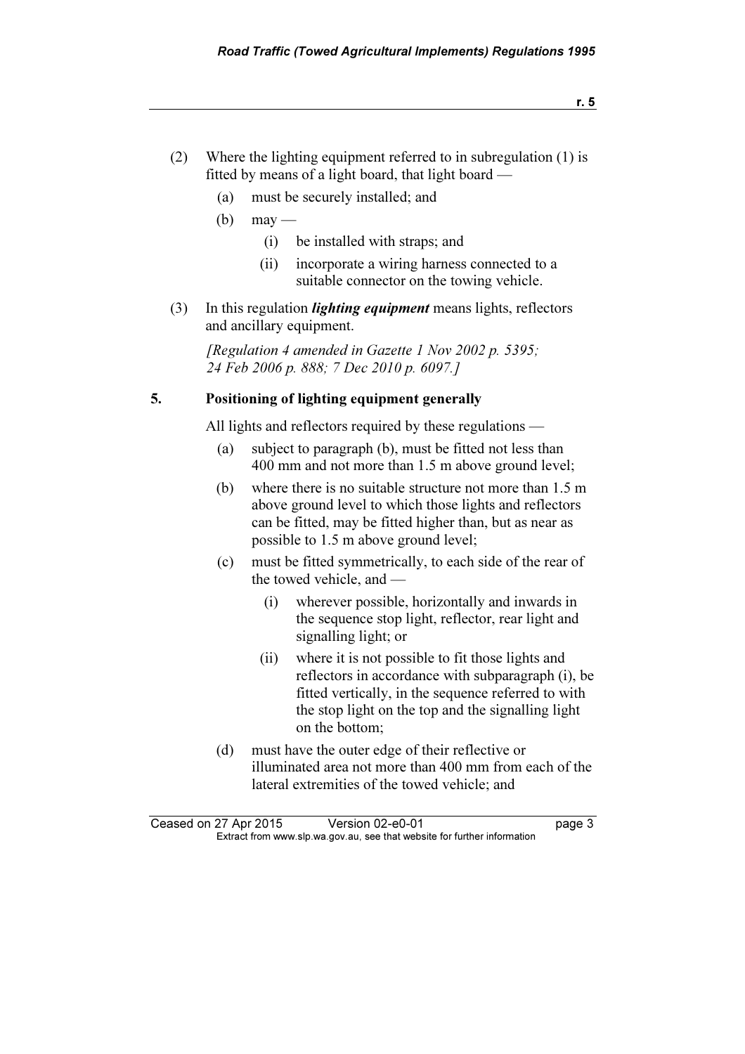(2) Where the lighting equipment referred to in subregulation (1) is fitted by means of a light board, that light board —

(a) must be securely installed; and

(b) may —

(i) be installed with straps; and

(ii) incorporate a wiring harness connected to a suitable connector on the towing vehicle.

(3) In this regulation ***lighting equipment*** means lights, reflectors and ancillary equipment.

*[Regulation 4 amended in Gazette 1 Nov 2002 p. 5395; 24 Feb 2006 p. 888; 7 Dec 2010 p. 6097.]*

## 5. Positioning of lighting equipment generally

All lights and reflectors required by these regulations —

(a) subject to paragraph (b), must be fitted not less than 400 mm and not more than 1.5 m above ground level;

(b) where there is no suitable structure not more than 1.5 m above ground level to which those lights and reflectors can be fitted, may be fitted higher than, but as near as possible to 1.5 m above ground level;

(c) must be fitted symmetrically, to each side of the rear of the towed vehicle, and —

(i) wherever possible, horizontally and inwards in the sequence stop light, reflector, rear light and signalling light; or

(ii) where it is not possible to fit those lights and reflectors in accordance with subparagraph (i), be fitted vertically, in the sequence referred to with the stop light on the top and the signalling light on the bottom;

(d) must have the outer edge of their reflective or illuminated area not more than 400 mm from each of the lateral extremities of the towed vehicle; and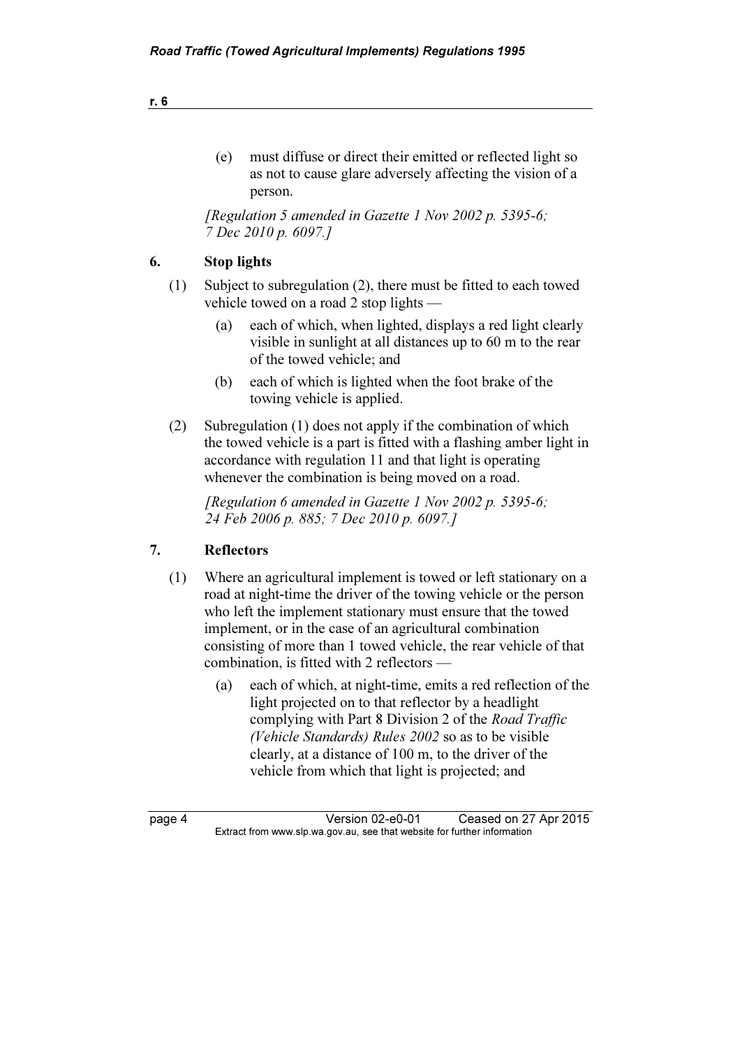(e) must diffuse or direct their emitted or reflected light so as not to cause glare adversely affecting the vision of a person.

*[Regulation 5 amended in Gazette 1 Nov 2002 p. 5395-6; 7 Dec 2010 p. 6097.]*

## 6. Stop lights

(1) Subject to subregulation (2), there must be fitted to each towed vehicle towed on a road 2 stop lights —

(a) each of which, when lighted, displays a red light clearly visible in sunlight at all distances up to 60 m to the rear of the towed vehicle; and

(b) each of which is lighted when the foot brake of the towing vehicle is applied.

(2) Subregulation (1) does not apply if the combination of which the towed vehicle is a part is fitted with a flashing amber light in accordance with regulation 11 and that light is operating whenever the combination is being moved on a road.

*[Regulation 6 amended in Gazette 1 Nov 2002 p. 5395-6; 24 Feb 2006 p. 885; 7 Dec 2010 p. 6097.]*

## 7. Reflectors

(1) Where an agricultural implement is towed or left stationary on a road at night-time the driver of the towing vehicle or the person who left the implement stationary must ensure that the towed implement, or in the case of an agricultural combination consisting of more than 1 towed vehicle, the rear vehicle of that combination, is fitted with 2 reflectors —

(a) each of which, at night-time, emits a red reflection of the light projected on to that reflector by a headlight complying with Part 8 Division 2 of the *Road Traffic (Vehicle Standards) Rules 2002* so as to be visible clearly, at a distance of 100 m, to the driver of the vehicle from which that light is projected; and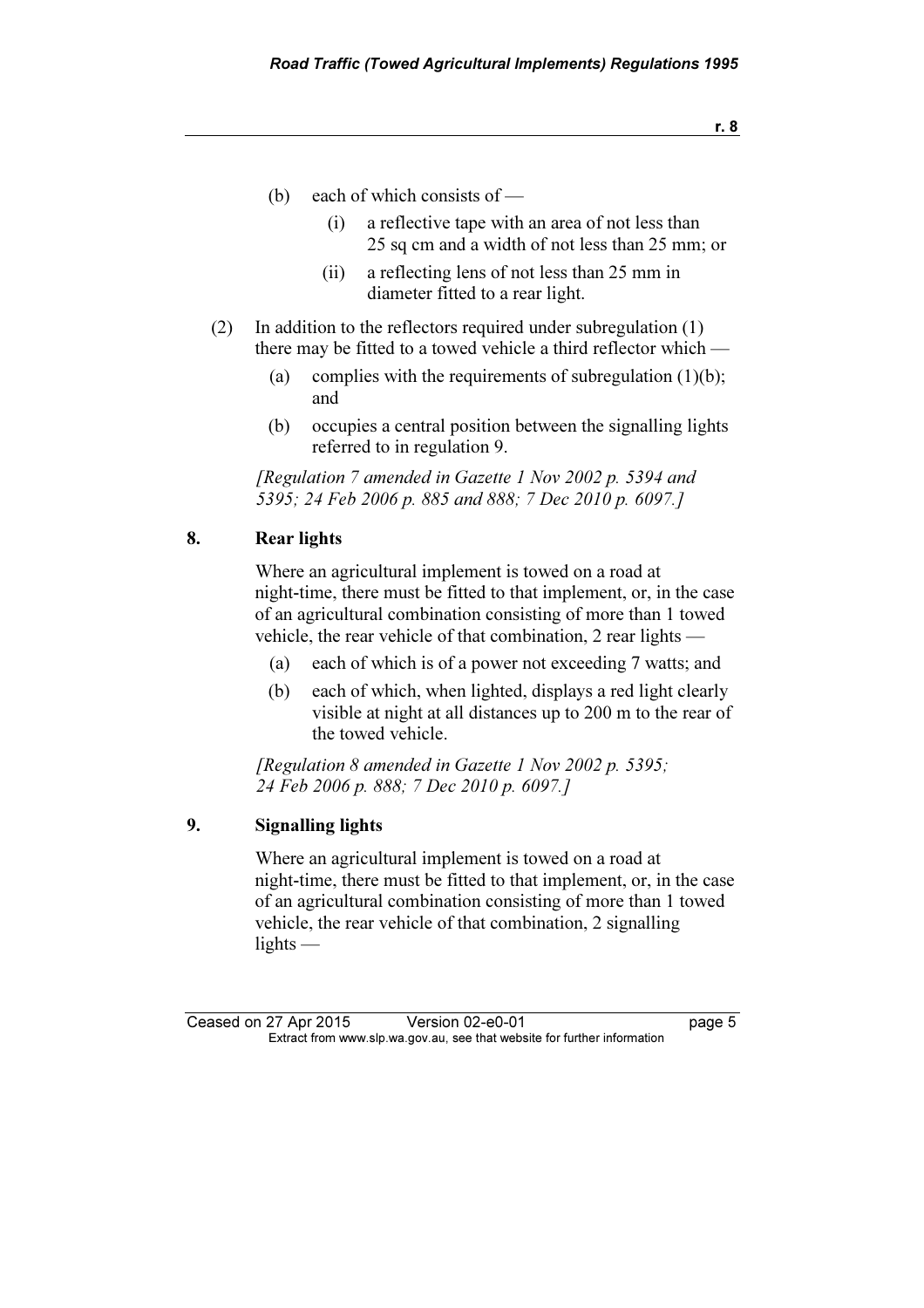(b) each of which consists of —

  (i) a reflective tape with an area of not less than 25 sq cm and a width of not less than 25 mm; or

  (ii) a reflecting lens of not less than 25 mm in diameter fitted to a rear light.

(2) In addition to the reflectors required under subregulation (1) there may be fitted to a towed vehicle a third reflector which —

  (a) complies with the requirements of subregulation (1)(b); and

  (b) occupies a central position between the signalling lights referred to in regulation 9.

*[Regulation 7 amended in Gazette 1 Nov 2002 p. 5394 and 5395; 24 Feb 2006 p. 885 and 888; 7 Dec 2010 p. 6097.]*

## 8. Rear lights

Where an agricultural implement is towed on a road at night-time, there must be fitted to that implement, or, in the case of an agricultural combination consisting of more than 1 towed vehicle, the rear vehicle of that combination, 2 rear lights —

  (a) each of which is of a power not exceeding 7 watts; and

  (b) each of which, when lighted, displays a red light clearly visible at night at all distances up to 200 m to the rear of the towed vehicle.

*[Regulation 8 amended in Gazette 1 Nov 2002 p. 5395; 24 Feb 2006 p. 888; 7 Dec 2010 p. 6097.]*

## 9. Signalling lights

Where an agricultural implement is towed on a road at night-time, there must be fitted to that implement, or, in the case of an agricultural combination consisting of more than 1 towed vehicle, the rear vehicle of that combination, 2 signalling lights —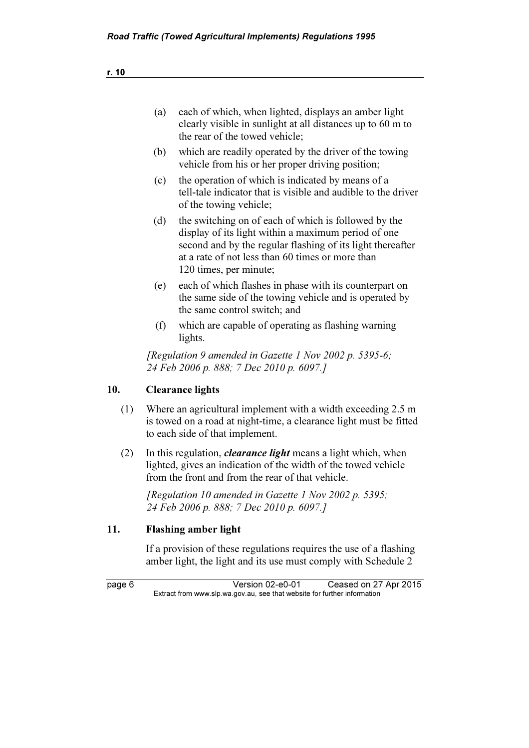(a) each of which, when lighted, displays an amber light clearly visible in sunlight at all distances up to 60 m to the rear of the towed vehicle;

(b) which are readily operated by the driver of the towing vehicle from his or her proper driving position;

(c) the operation of which is indicated by means of a tell-tale indicator that is visible and audible to the driver of the towing vehicle;

(d) the switching on of each of which is followed by the display of its light within a maximum period of one second and by the regular flashing of its light thereafter at a rate of not less than 60 times or more than 120 times, per minute;

(e) each of which flashes in phase with its counterpart on the same side of the towing vehicle and is operated by the same control switch; and

(f) which are capable of operating as flashing warning lights.

*[Regulation 9 amended in Gazette 1 Nov 2002 p. 5395-6; 24 Feb 2006 p. 888; 7 Dec 2010 p. 6097.]*

## 10. Clearance lights

(1) Where an agricultural implement with a width exceeding 2.5 m is towed on a road at night-time, a clearance light must be fitted to each side of that implement.

(2) In this regulation, ***clearance light*** means a light which, when lighted, gives an indication of the width of the towed vehicle from the front and from the rear of that vehicle.

*[Regulation 10 amended in Gazette 1 Nov 2002 p. 5395; 24 Feb 2006 p. 888; 7 Dec 2010 p. 6097.]*

## 11. Flashing amber light

If a provision of these regulations requires the use of a flashing amber light, the light and its use must comply with Schedule 2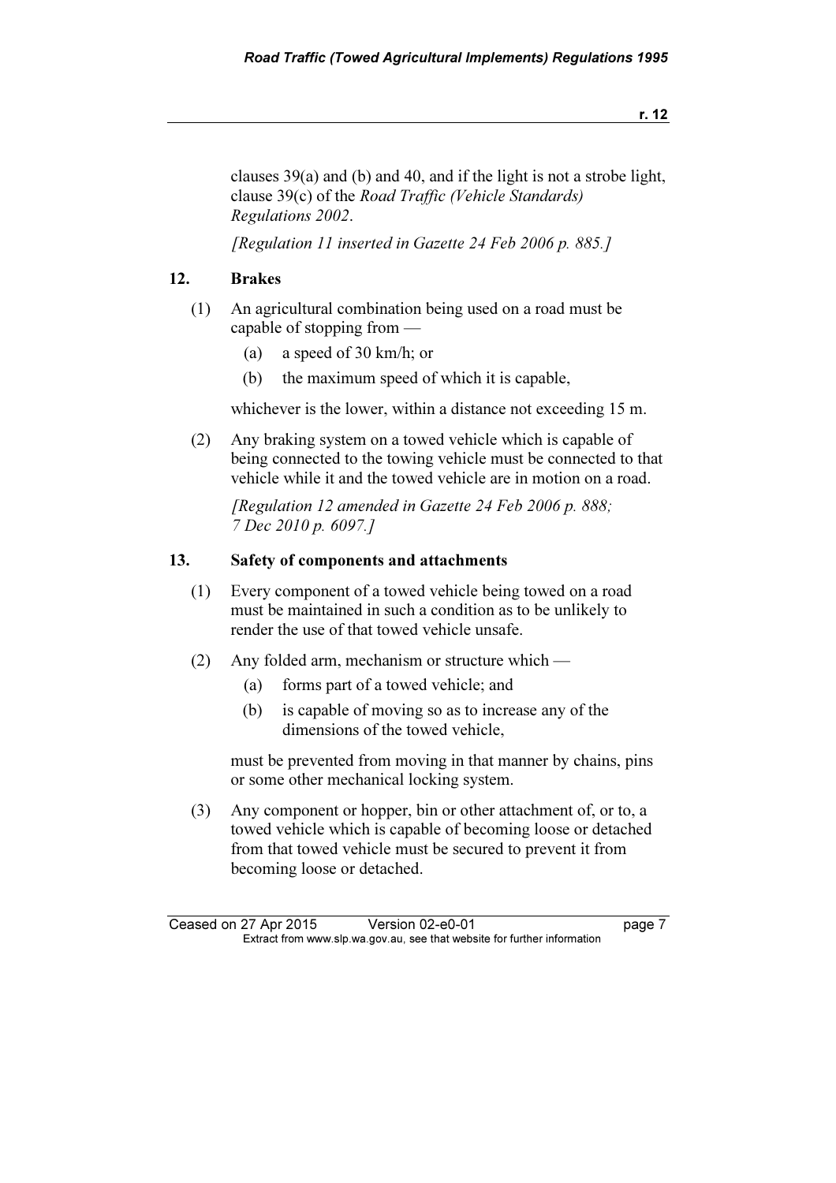clauses 39(a) and (b) and 40, and if the light is not a strobe light, clause 39(c) of the *Road Traffic (Vehicle Standards) Regulations 2002*.

*[Regulation 11 inserted in Gazette 24 Feb 2006 p. 885.]*

## 12. Brakes

(1) An agricultural combination being used on a road must be capable of stopping from —

  (a) a speed of 30 km/h; or

  (b) the maximum speed of which it is capable,

whichever is the lower, within a distance not exceeding 15 m.

(2) Any braking system on a towed vehicle which is capable of being connected to the towing vehicle must be connected to that vehicle while it and the towed vehicle are in motion on a road.

*[Regulation 12 amended in Gazette 24 Feb 2006 p. 888; 7 Dec 2010 p. 6097.]*

## 13. Safety of components and attachments

(1) Every component of a towed vehicle being towed on a road must be maintained in such a condition as to be unlikely to render the use of that towed vehicle unsafe.

(2) Any folded arm, mechanism or structure which —

  (a) forms part of a towed vehicle; and

  (b) is capable of moving so as to increase any of the dimensions of the towed vehicle,

must be prevented from moving in that manner by chains, pins or some other mechanical locking system.

(3) Any component or hopper, bin or other attachment of, or to, a towed vehicle which is capable of becoming loose or detached from that towed vehicle must be secured to prevent it from becoming loose or detached.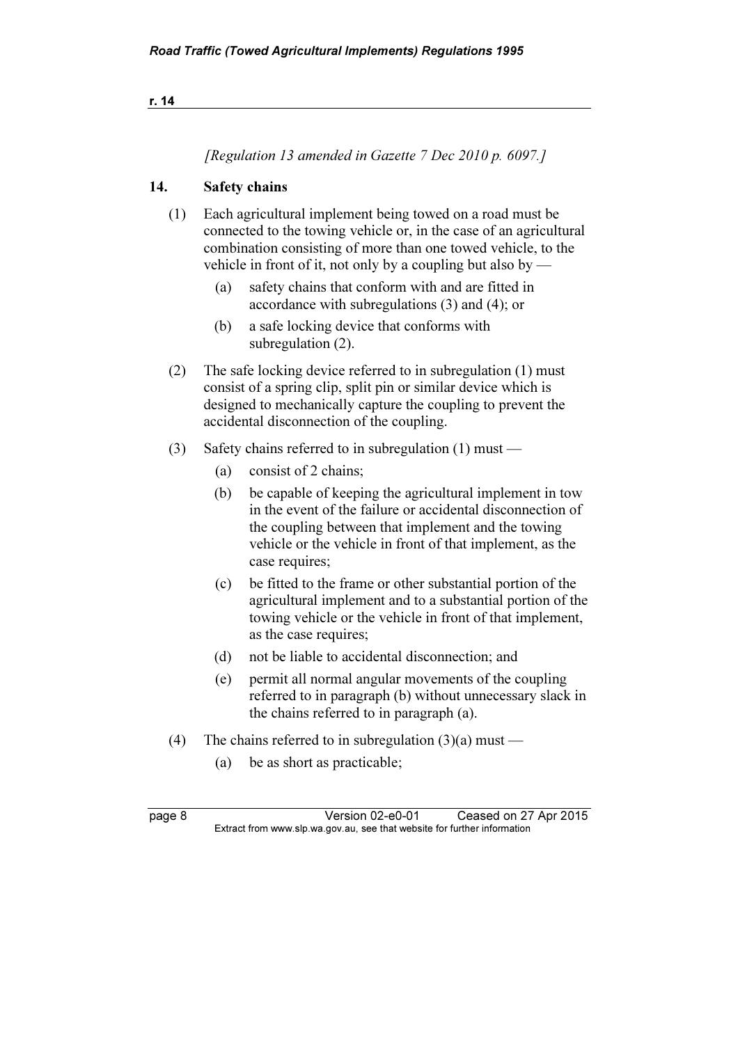*[Regulation 13 amended in Gazette 7 Dec 2010 p. 6097.]*

## 14. Safety chains

(1) Each agricultural implement being towed on a road must be connected to the towing vehicle or, in the case of an agricultural combination consisting of more than one towed vehicle, to the vehicle in front of it, not only by a coupling but also by —

- (a) safety chains that conform with and are fitted in accordance with subregulations (3) and (4); or
- (b) a safe locking device that conforms with subregulation (2).

(2) The safe locking device referred to in subregulation (1) must consist of a spring clip, split pin or similar device which is designed to mechanically capture the coupling to prevent the accidental disconnection of the coupling.

(3) Safety chains referred to in subregulation (1) must —

- (a) consist of 2 chains;
- (b) be capable of keeping the agricultural implement in tow in the event of the failure or accidental disconnection of the coupling between that implement and the towing vehicle or the vehicle in front of that implement, as the case requires;
- (c) be fitted to the frame or other substantial portion of the agricultural implement and to a substantial portion of the towing vehicle or the vehicle in front of that implement, as the case requires;
- (d) not be liable to accidental disconnection; and
- (e) permit all normal angular movements of the coupling referred to in paragraph (b) without unnecessary slack in the chains referred to in paragraph (a).

(4) The chains referred to in subregulation (3)(a) must —

- (a) be as short as practicable;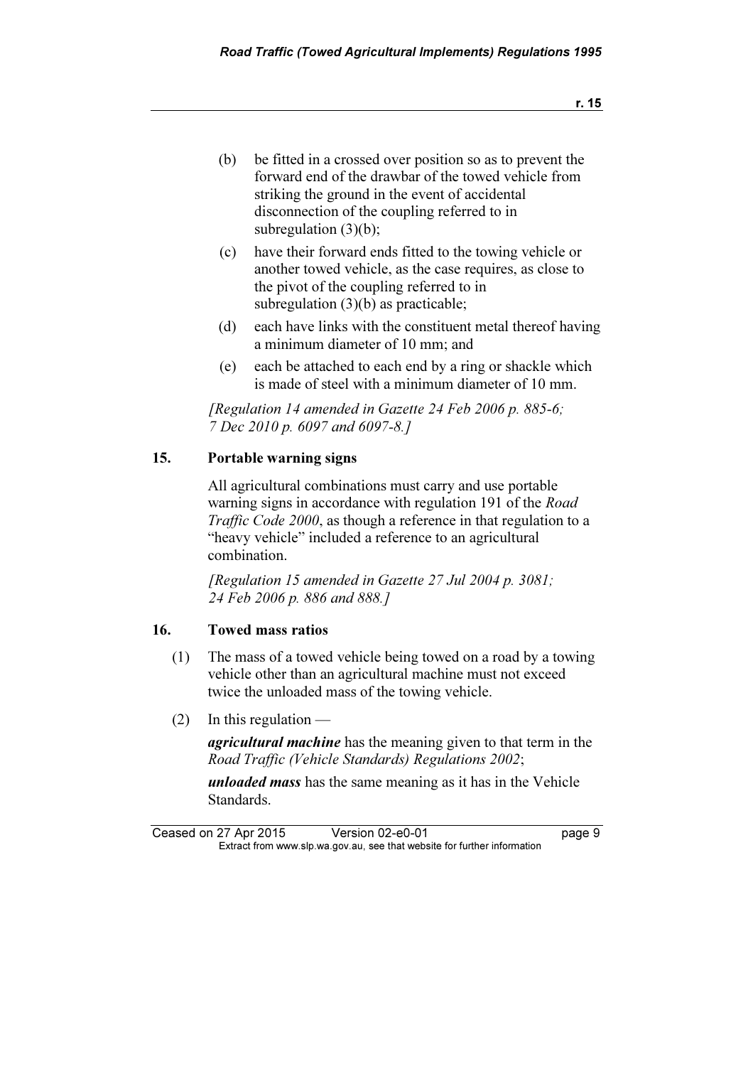(b) be fitted in a crossed over position so as to prevent the forward end of the drawbar of the towed vehicle from striking the ground in the event of accidental disconnection of the coupling referred to in subregulation (3)(b);

(c) have their forward ends fitted to the towing vehicle or another towed vehicle, as the case requires, as close to the pivot of the coupling referred to in subregulation (3)(b) as practicable;

(d) each have links with the constituent metal thereof having a minimum diameter of 10 mm; and

(e) each be attached to each end by a ring or shackle which is made of steel with a minimum diameter of 10 mm.

*[Regulation 14 amended in Gazette 24 Feb 2006 p. 885-6; 7 Dec 2010 p. 6097 and 6097-8.]*

### 15. Portable warning signs

All agricultural combinations must carry and use portable warning signs in accordance with regulation 191 of the *Road Traffic Code 2000*, as though a reference in that regulation to a "heavy vehicle" included a reference to an agricultural combination.

*[Regulation 15 amended in Gazette 27 Jul 2004 p. 3081; 24 Feb 2006 p. 886 and 888.]*

### 16. Towed mass ratios

(1) The mass of a towed vehicle being towed on a road by a towing vehicle other than an agricultural machine must not exceed twice the unloaded mass of the towing vehicle.

(2) In this regulation —

***agricultural machine*** has the meaning given to that term in the *Road Traffic (Vehicle Standards) Regulations 2002*;

***unloaded mass*** has the same meaning as it has in the Vehicle Standards.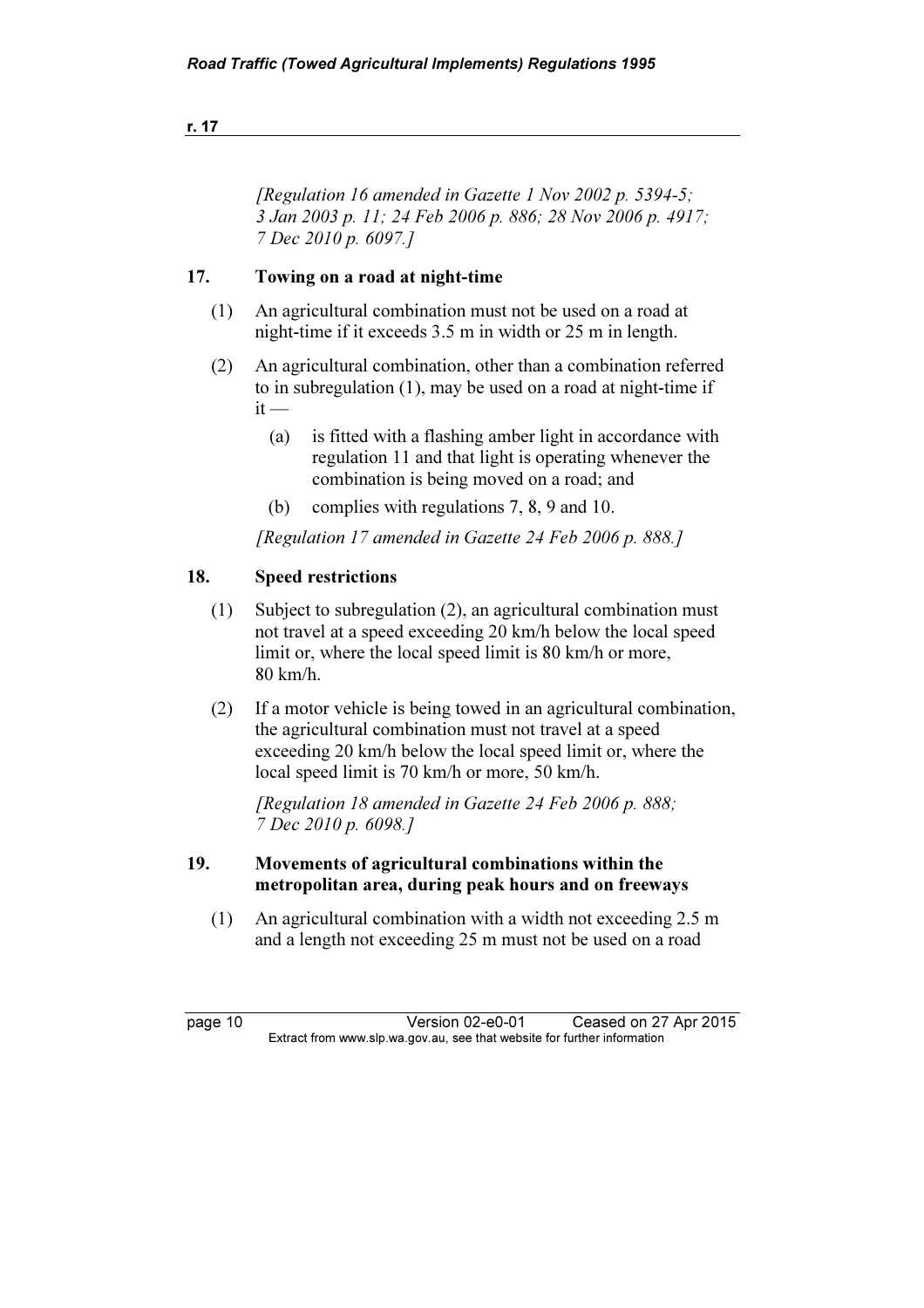*[Regulation 16 amended in Gazette 1 Nov 2002 p. 5394-5; 3 Jan 2003 p. 11; 24 Feb 2006 p. 886; 28 Nov 2006 p. 4917; 7 Dec 2010 p. 6097.]*

## 17. Towing on a road at night-time

(1) An agricultural combination must not be used on a road at night-time if it exceeds 3.5 m in width or 25 m in length.

(2) An agricultural combination, other than a combination referred to in subregulation (1), may be used on a road at night-time if it —

(a) is fitted with a flashing amber light in accordance with regulation 11 and that light is operating whenever the combination is being moved on a road; and

(b) complies with regulations 7, 8, 9 and 10.

*[Regulation 17 amended in Gazette 24 Feb 2006 p. 888.]*

## 18. Speed restrictions

(1) Subject to subregulation (2), an agricultural combination must not travel at a speed exceeding 20 km/h below the local speed limit or, where the local speed limit is 80 km/h or more, 80 km/h.

(2) If a motor vehicle is being towed in an agricultural combination, the agricultural combination must not travel at a speed exceeding 20 km/h below the local speed limit or, where the local speed limit is 70 km/h or more, 50 km/h.

*[Regulation 18 amended in Gazette 24 Feb 2006 p. 888; 7 Dec 2010 p. 6098.]*

## 19. Movements of agricultural combinations within the metropolitan area, during peak hours and on freeways

(1) An agricultural combination with a width not exceeding 2.5 m and a length not exceeding 25 m must not be used on a road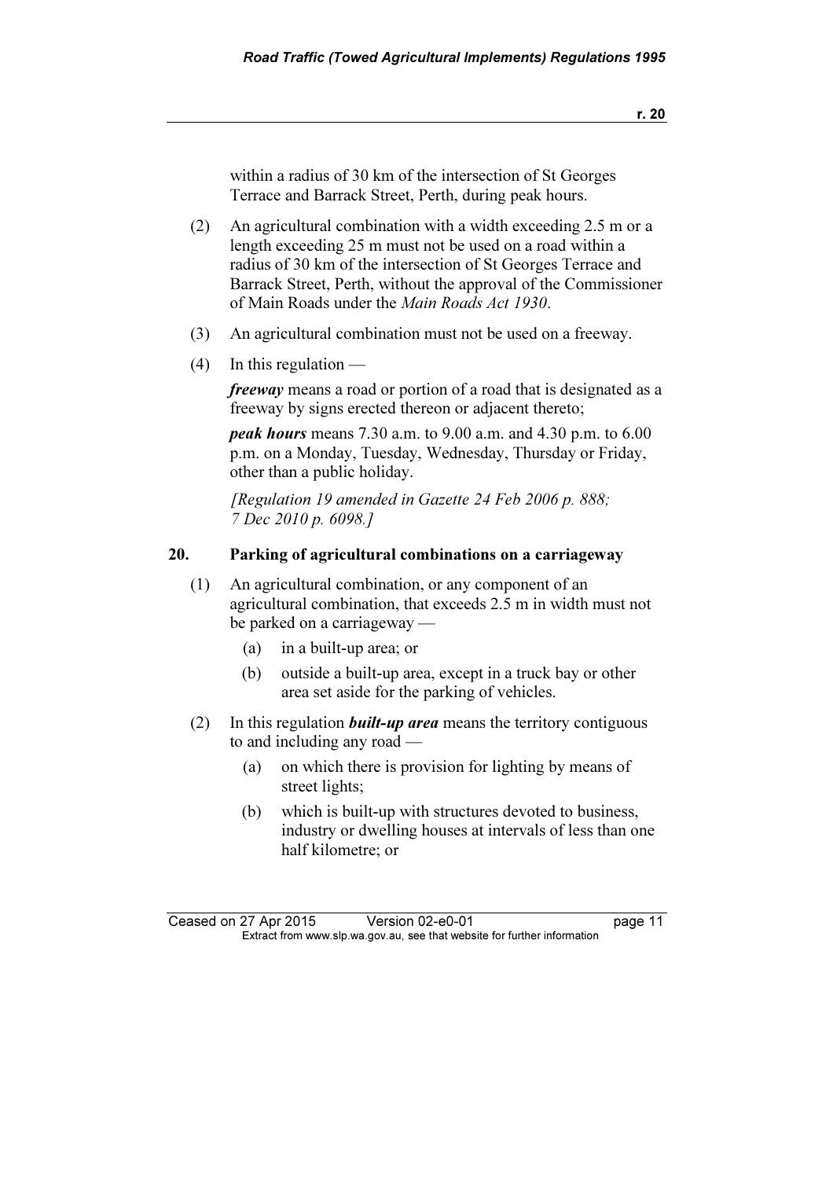within a radius of 30 km of the intersection of St Georges Terrace and Barrack Street, Perth, during peak hours.

(2) An agricultural combination with a width exceeding 2.5 m or a length exceeding 25 m must not be used on a road within a radius of 30 km of the intersection of St Georges Terrace and Barrack Street, Perth, without the approval of the Commissioner of Main Roads under the *Main Roads Act 1930*.

(3) An agricultural combination must not be used on a freeway.

(4) In this regulation —

***freeway*** means a road or portion of a road that is designated as a freeway by signs erected thereon or adjacent thereto;

***peak hours*** means 7.30 a.m. to 9.00 a.m. and 4.30 p.m. to 6.00 p.m. on a Monday, Tuesday, Wednesday, Thursday or Friday, other than a public holiday.

*[Regulation 19 amended in Gazette 24 Feb 2006 p. 888; 7 Dec 2010 p. 6098.]*

## 20. Parking of agricultural combinations on a carriageway

(1) An agricultural combination, or any component of an agricultural combination, that exceeds 2.5 m in width must not be parked on a carriageway —

- (a) in a built-up area; or
- (b) outside a built-up area, except in a truck bay or other area set aside for the parking of vehicles.

(2) In this regulation ***built-up area*** means the territory contiguous to and including any road —

- (a) on which there is provision for lighting by means of street lights;
- (b) which is built-up with structures devoted to business, industry or dwelling houses at intervals of less than one half kilometre; or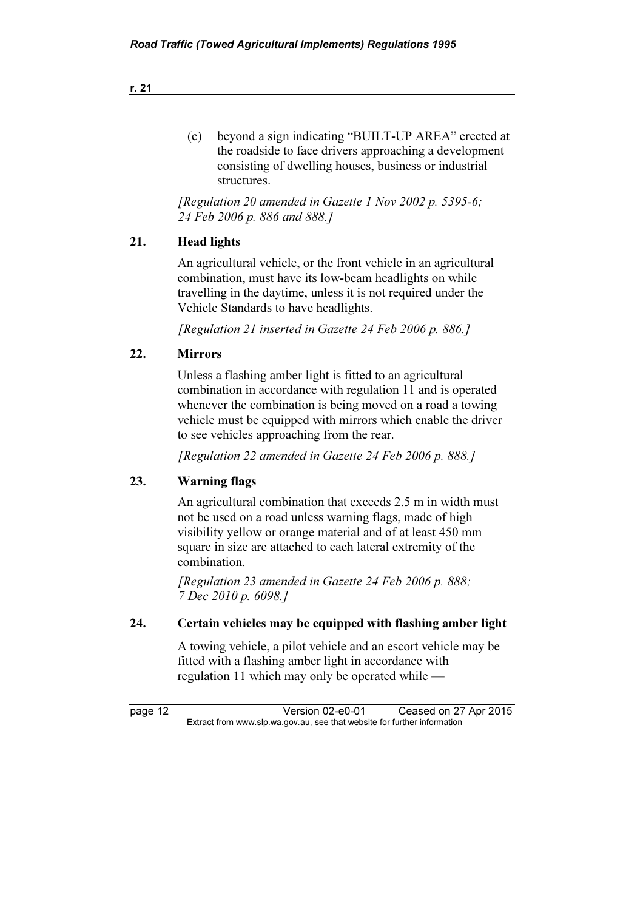(c) beyond a sign indicating "BUILT-UP AREA" erected at the roadside to face drivers approaching a development consisting of dwelling houses, business or industrial structures.

*[Regulation 20 amended in Gazette 1 Nov 2002 p. 5395-6; 24 Feb 2006 p. 886 and 888.]*

### 21. Head lights

An agricultural vehicle, or the front vehicle in an agricultural combination, must have its low-beam headlights on while travelling in the daytime, unless it is not required under the Vehicle Standards to have headlights.

*[Regulation 21 inserted in Gazette 24 Feb 2006 p. 886.]*

### 22. Mirrors

Unless a flashing amber light is fitted to an agricultural combination in accordance with regulation 11 and is operated whenever the combination is being moved on a road a towing vehicle must be equipped with mirrors which enable the driver to see vehicles approaching from the rear.

*[Regulation 22 amended in Gazette 24 Feb 2006 p. 888.]*

### 23. Warning flags

An agricultural combination that exceeds 2.5 m in width must not be used on a road unless warning flags, made of high visibility yellow or orange material and of at least 450 mm square in size are attached to each lateral extremity of the combination.

*[Regulation 23 amended in Gazette 24 Feb 2006 p. 888; 7 Dec 2010 p. 6098.]*

### 24. Certain vehicles may be equipped with flashing amber light

A towing vehicle, a pilot vehicle and an escort vehicle may be fitted with a flashing amber light in accordance with regulation 11 which may only be operated while —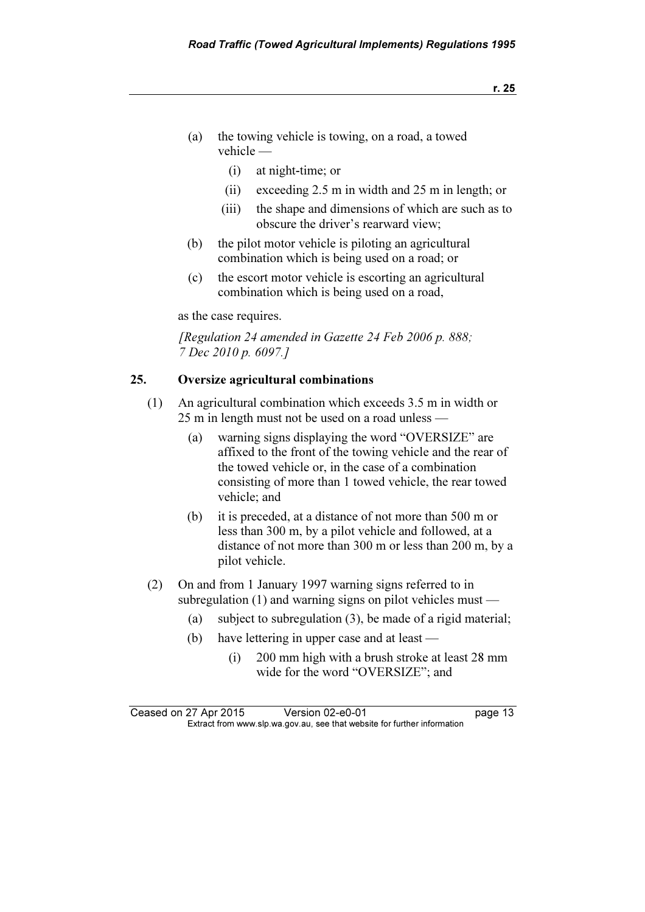(a) the towing vehicle is towing, on a road, a towed vehicle —

  (i) at night-time; or

  (ii) exceeding 2.5 m in width and 25 m in length; or

  (iii) the shape and dimensions of which are such as to obscure the driver's rearward view;

(b) the pilot motor vehicle is piloting an agricultural combination which is being used on a road; or

(c) the escort motor vehicle is escorting an agricultural combination which is being used on a road,

as the case requires.

*[Regulation 24 amended in Gazette 24 Feb 2006 p. 888; 7 Dec 2010 p. 6097.]*

## 25. Oversize agricultural combinations

(1) An agricultural combination which exceeds 3.5 m in width or 25 m in length must not be used on a road unless —

  (a) warning signs displaying the word "OVERSIZE" are affixed to the front of the towing vehicle and the rear of the towed vehicle or, in the case of a combination consisting of more than 1 towed vehicle, the rear towed vehicle; and

  (b) it is preceded, at a distance of not more than 500 m or less than 300 m, by a pilot vehicle and followed, at a distance of not more than 300 m or less than 200 m, by a pilot vehicle.

(2) On and from 1 January 1997 warning signs referred to in subregulation (1) and warning signs on pilot vehicles must —

  (a) subject to subregulation (3), be made of a rigid material;

  (b) have lettering in upper case and at least —

    (i) 200 mm high with a brush stroke at least 28 mm wide for the word "OVERSIZE"; and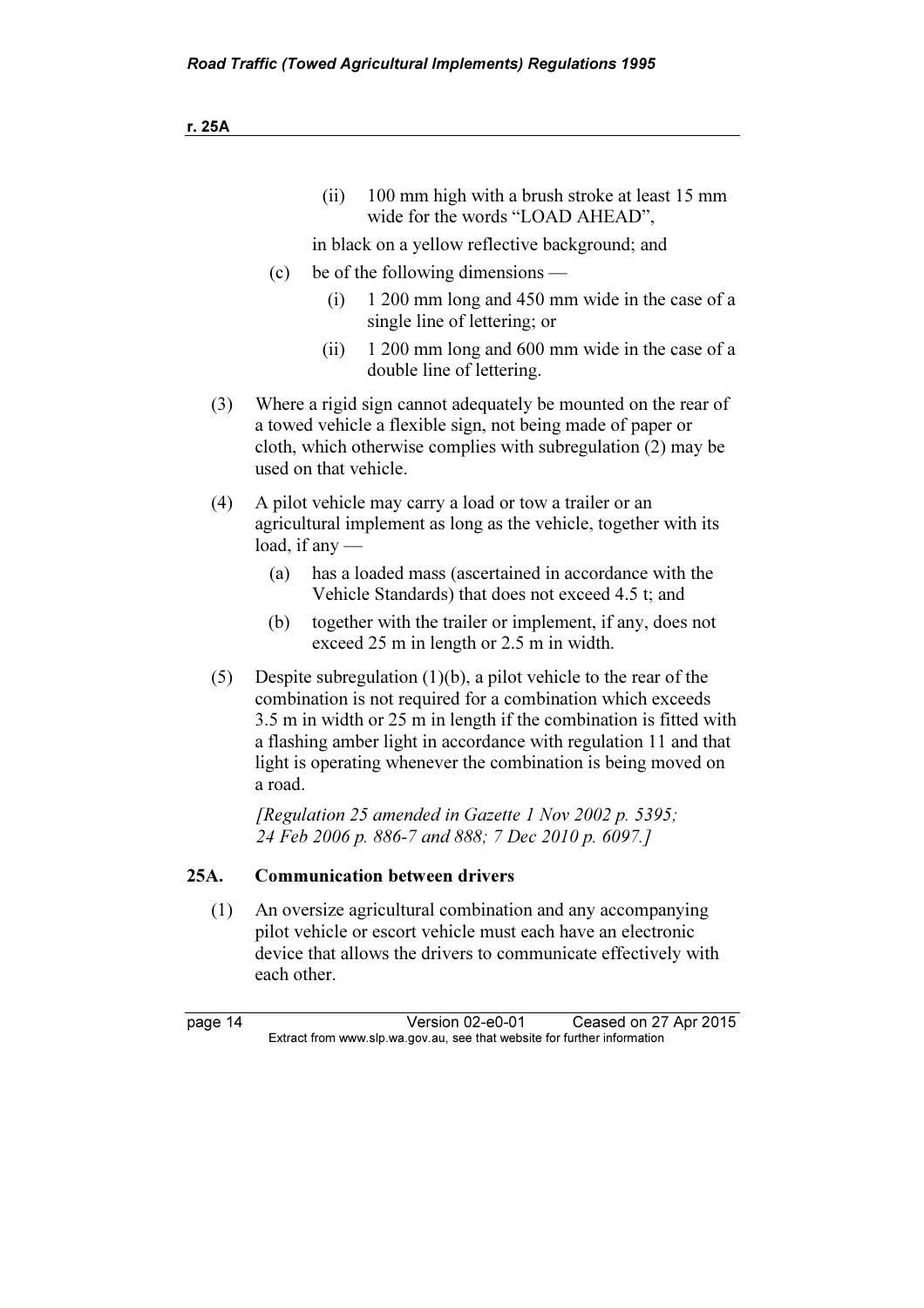(ii) 100 mm high with a brush stroke at least 15 mm wide for the words "LOAD AHEAD",

in black on a yellow reflective background; and

(c) be of the following dimensions —

(i) 1 200 mm long and 450 mm wide in the case of a single line of lettering; or

(ii) 1 200 mm long and 600 mm wide in the case of a double line of lettering.

(3) Where a rigid sign cannot adequately be mounted on the rear of a towed vehicle a flexible sign, not being made of paper or cloth, which otherwise complies with subregulation (2) may be used on that vehicle.

(4) A pilot vehicle may carry a load or tow a trailer or an agricultural implement as long as the vehicle, together with its load, if any —

(a) has a loaded mass (ascertained in accordance with the Vehicle Standards) that does not exceed 4.5 t; and

(b) together with the trailer or implement, if any, does not exceed 25 m in length or 2.5 m in width.

(5) Despite subregulation (1)(b), a pilot vehicle to the rear of the combination is not required for a combination which exceeds 3.5 m in width or 25 m in length if the combination is fitted with a flashing amber light in accordance with regulation 11 and that light is operating whenever the combination is being moved on a road.

*[Regulation 25 amended in Gazette 1 Nov 2002 p. 5395; 24 Feb 2006 p. 886-7 and 888; 7 Dec 2010 p. 6097.]*

### 25A. Communication between drivers

(1) An oversize agricultural combination and any accompanying pilot vehicle or escort vehicle must each have an electronic device that allows the drivers to communicate effectively with each other.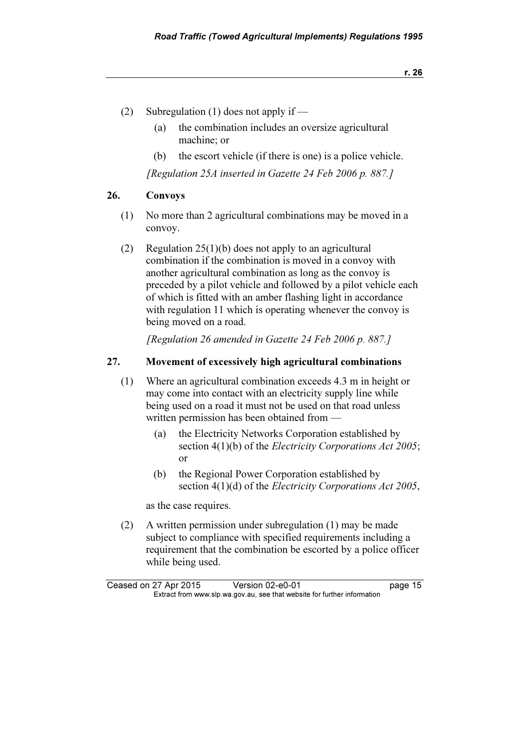(2) Subregulation (1) does not apply if —

(a) the combination includes an oversize agricultural machine; or

(b) the escort vehicle (if there is one) is a police vehicle.

*[Regulation 25A inserted in Gazette 24 Feb 2006 p. 887.]*

## 26. Convoys

(1) No more than 2 agricultural combinations may be moved in a convoy.

(2) Regulation 25(1)(b) does not apply to an agricultural combination if the combination is moved in a convoy with another agricultural combination as long as the convoy is preceded by a pilot vehicle and followed by a pilot vehicle each of which is fitted with an amber flashing light in accordance with regulation 11 which is operating whenever the convoy is being moved on a road.

*[Regulation 26 amended in Gazette 24 Feb 2006 p. 887.]*

## 27. Movement of excessively high agricultural combinations

(1) Where an agricultural combination exceeds 4.3 m in height or may come into contact with an electricity supply line while being used on a road it must not be used on that road unless written permission has been obtained from —

(a) the Electricity Networks Corporation established by section 4(1)(b) of the *Electricity Corporations Act 2005*; or

(b) the Regional Power Corporation established by section 4(1)(d) of the *Electricity Corporations Act 2005*,

as the case requires.

(2) A written permission under subregulation (1) may be made subject to compliance with specified requirements including a requirement that the combination be escorted by a police officer while being used.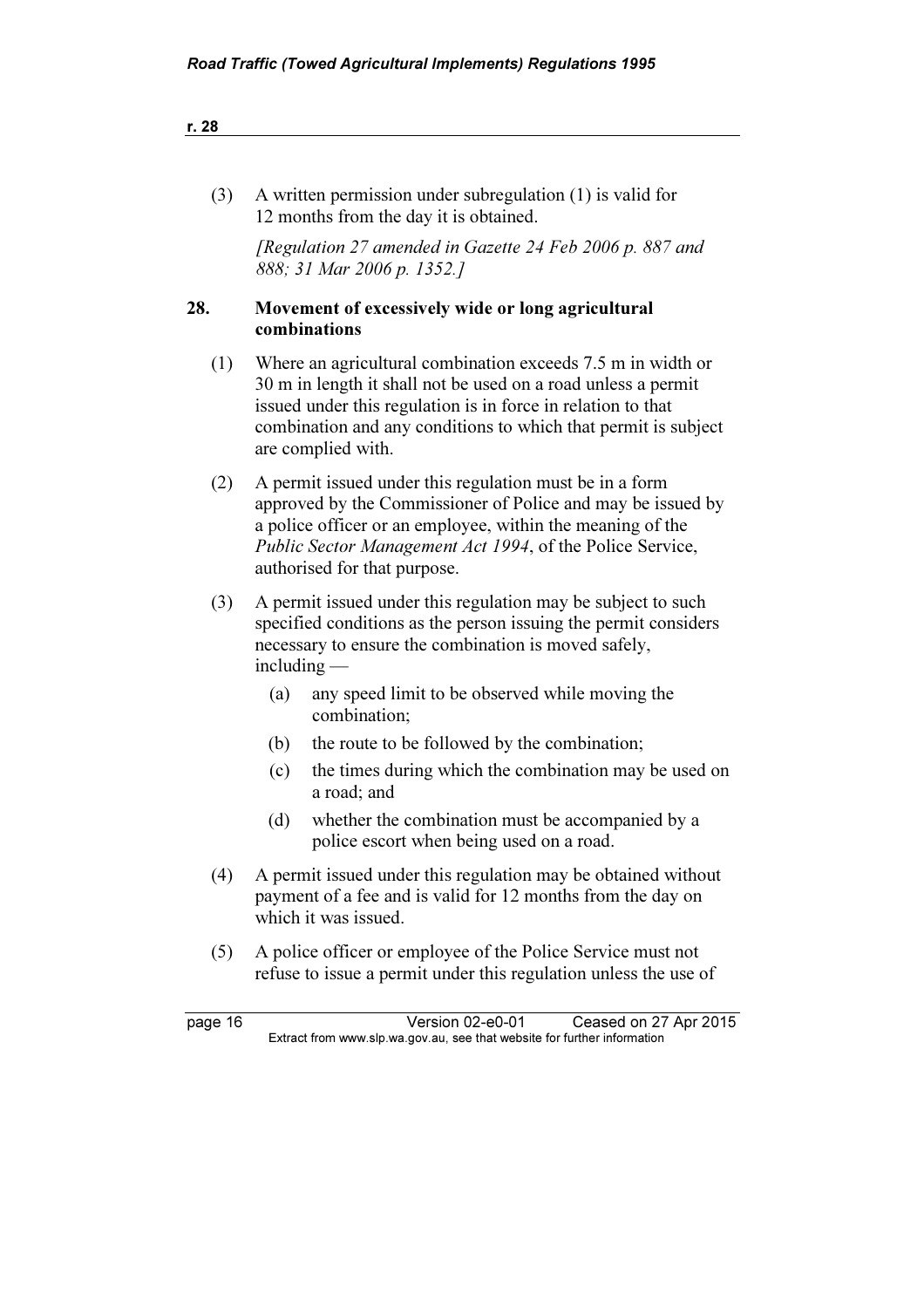(3) A written permission under subregulation (1) is valid for 12 months from the day it is obtained.

*[Regulation 27 amended in Gazette 24 Feb 2006 p. 887 and 888; 31 Mar 2006 p. 1352.]*

## 28. Movement of excessively wide or long agricultural combinations

(1) Where an agricultural combination exceeds 7.5 m in width or 30 m in length it shall not be used on a road unless a permit issued under this regulation is in force in relation to that combination and any conditions to which that permit is subject are complied with.

(2) A permit issued under this regulation must be in a form approved by the Commissioner of Police and may be issued by a police officer or an employee, within the meaning of the *Public Sector Management Act 1994*, of the Police Service, authorised for that purpose.

(3) A permit issued under this regulation may be subject to such specified conditions as the person issuing the permit considers necessary to ensure the combination is moved safely, including —

- (a) any speed limit to be observed while moving the combination;
- (b) the route to be followed by the combination;
- (c) the times during which the combination may be used on a road; and
- (d) whether the combination must be accompanied by a police escort when being used on a road.

(4) A permit issued under this regulation may be obtained without payment of a fee and is valid for 12 months from the day on which it was issued.

(5) A police officer or employee of the Police Service must not refuse to issue a permit under this regulation unless the use of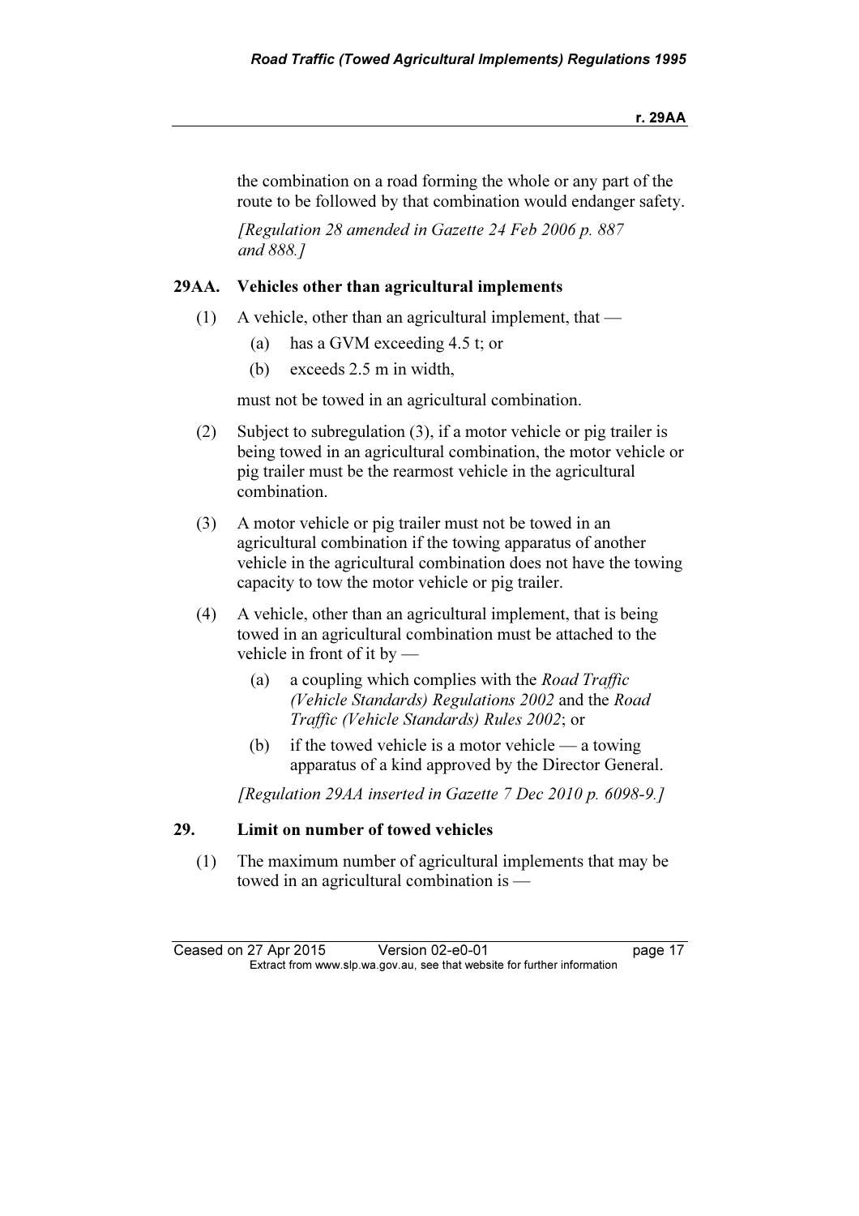the combination on a road forming the whole or any part of the route to be followed by that combination would endanger safety.

*[Regulation 28 amended in Gazette 24 Feb 2006 p. 887 and 888.]*

### 29AA. Vehicles other than agricultural implements

(1) A vehicle, other than an agricultural implement, that —

  (a) has a GVM exceeding 4.5 t; or

  (b) exceeds 2.5 m in width,

must not be towed in an agricultural combination.

(2) Subject to subregulation (3), if a motor vehicle or pig trailer is being towed in an agricultural combination, the motor vehicle or pig trailer must be the rearmost vehicle in the agricultural combination.

(3) A motor vehicle or pig trailer must not be towed in an agricultural combination if the towing apparatus of another vehicle in the agricultural combination does not have the towing capacity to tow the motor vehicle or pig trailer.

(4) A vehicle, other than an agricultural implement, that is being towed in an agricultural combination must be attached to the vehicle in front of it by —

  (a) a coupling which complies with the *Road Traffic (Vehicle Standards) Regulations 2002* and the *Road Traffic (Vehicle Standards) Rules 2002*; or

  (b) if the towed vehicle is a motor vehicle — a towing apparatus of a kind approved by the Director General.

*[Regulation 29AA inserted in Gazette 7 Dec 2010 p. 6098-9.]*

### 29. Limit on number of towed vehicles

(1) The maximum number of agricultural implements that may be towed in an agricultural combination is —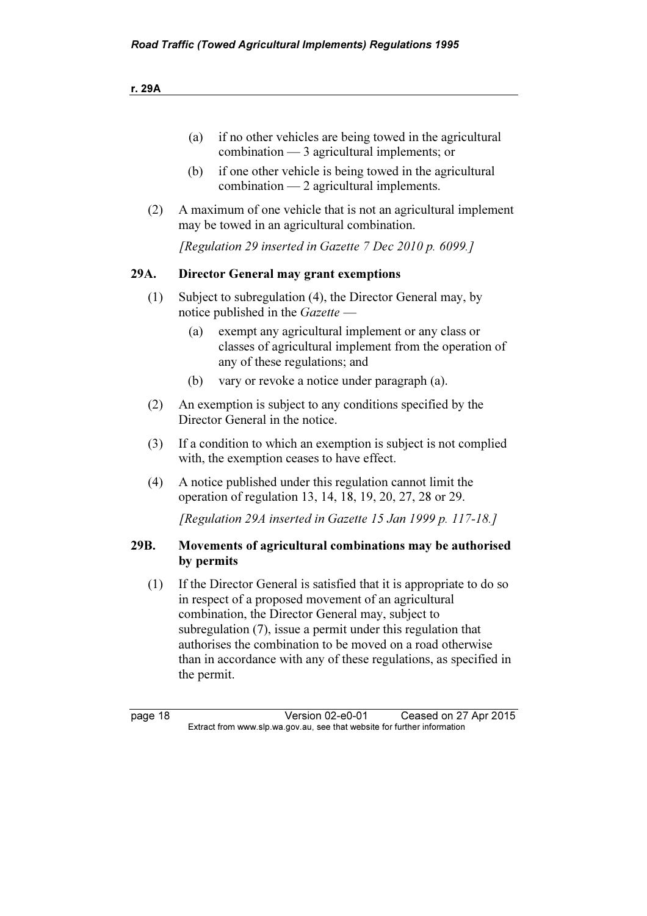(a) if no other vehicles are being towed in the agricultural combination — 3 agricultural implements; or

(b) if one other vehicle is being towed in the agricultural combination — 2 agricultural implements.

(2) A maximum of one vehicle that is not an agricultural implement may be towed in an agricultural combination.

*[Regulation 29 inserted in Gazette 7 Dec 2010 p. 6099.]*

### 29A. Director General may grant exemptions

(1) Subject to subregulation (4), the Director General may, by notice published in the *Gazette* —

(a) exempt any agricultural implement or any class or classes of agricultural implement from the operation of any of these regulations; and

(b) vary or revoke a notice under paragraph (a).

(2) An exemption is subject to any conditions specified by the Director General in the notice.

(3) If a condition to which an exemption is subject is not complied with, the exemption ceases to have effect.

(4) A notice published under this regulation cannot limit the operation of regulation 13, 14, 18, 19, 20, 27, 28 or 29.

*[Regulation 29A inserted in Gazette 15 Jan 1999 p. 117-18.]*

### 29B. Movements of agricultural combinations may be authorised by permits

(1) If the Director General is satisfied that it is appropriate to do so in respect of a proposed movement of an agricultural combination, the Director General may, subject to subregulation (7), issue a permit under this regulation that authorises the combination to be moved on a road otherwise than in accordance with any of these regulations, as specified in the permit.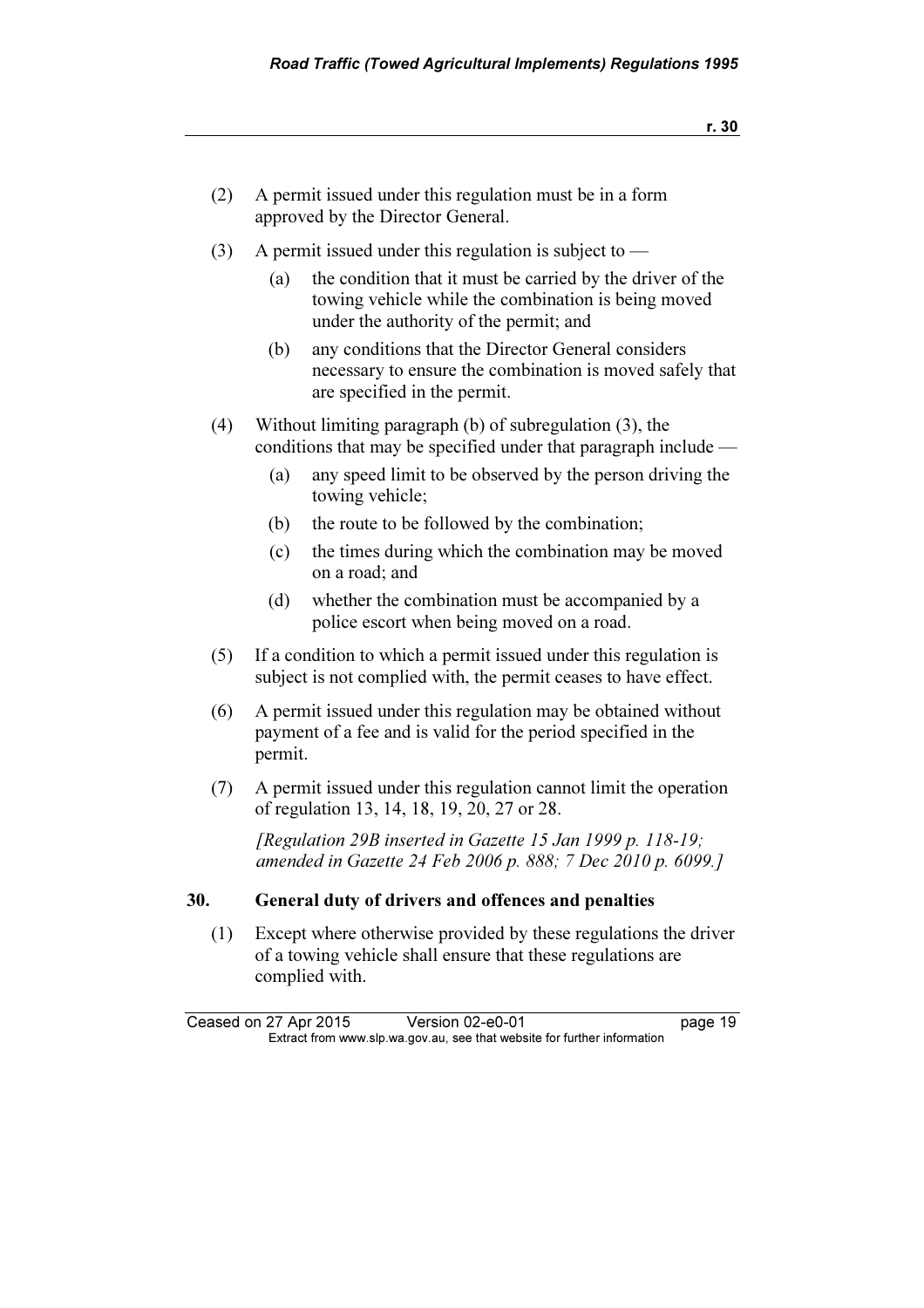(2) A permit issued under this regulation must be in a form approved by the Director General.

(3) A permit issued under this regulation is subject to —

  (a) the condition that it must be carried by the driver of the towing vehicle while the combination is being moved under the authority of the permit; and

  (b) any conditions that the Director General considers necessary to ensure the combination is moved safely that are specified in the permit.

(4) Without limiting paragraph (b) of subregulation (3), the conditions that may be specified under that paragraph include —

  (a) any speed limit to be observed by the person driving the towing vehicle;

  (b) the route to be followed by the combination;

  (c) the times during which the combination may be moved on a road; and

  (d) whether the combination must be accompanied by a police escort when being moved on a road.

(5) If a condition to which a permit issued under this regulation is subject is not complied with, the permit ceases to have effect.

(6) A permit issued under this regulation may be obtained without payment of a fee and is valid for the period specified in the permit.

(7) A permit issued under this regulation cannot limit the operation of regulation 13, 14, 18, 19, 20, 27 or 28.

*[Regulation 29B inserted in Gazette 15 Jan 1999 p. 118-19; amended in Gazette 24 Feb 2006 p. 888; 7 Dec 2010 p. 6099.]*

### 30. General duty of drivers and offences and penalties

(1) Except where otherwise provided by these regulations the driver of a towing vehicle shall ensure that these regulations are complied with.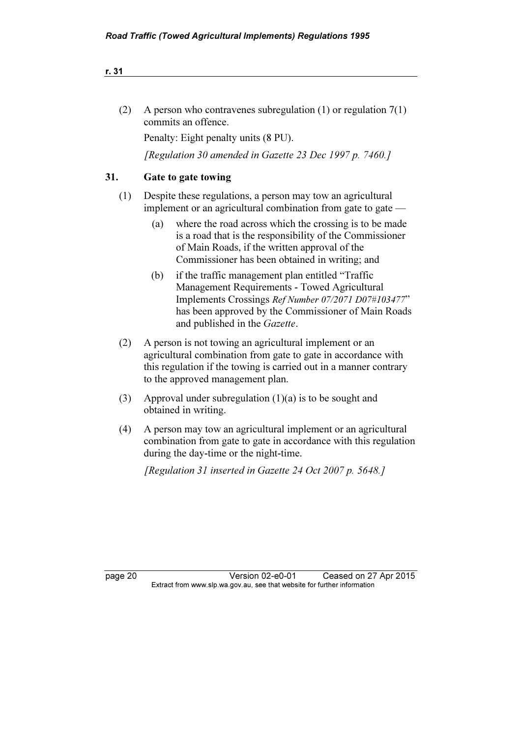(2) A person who contravenes subregulation (1) or regulation 7(1) commits an offence.

Penalty: Eight penalty units (8 PU).

*[Regulation 30 amended in Gazette 23 Dec 1997 p. 7460.]*

## 31. Gate to gate towing

(1) Despite these regulations, a person may tow an agricultural implement or an agricultural combination from gate to gate —

(a) where the road across which the crossing is to be made is a road that is the responsibility of the Commissioner of Main Roads, if the written approval of the Commissioner has been obtained in writing; and

(b) if the traffic management plan entitled "Traffic Management Requirements - Towed Agricultural Implements Crossings *Ref Number 07/2071 D07#103477*" has been approved by the Commissioner of Main Roads and published in the *Gazette*.

(2) A person is not towing an agricultural implement or an agricultural combination from gate to gate in accordance with this regulation if the towing is carried out in a manner contrary to the approved management plan.

(3) Approval under subregulation (1)(a) is to be sought and obtained in writing.

(4) A person may tow an agricultural implement or an agricultural combination from gate to gate in accordance with this regulation during the day-time or the night-time.

*[Regulation 31 inserted in Gazette 24 Oct 2007 p. 5648.]*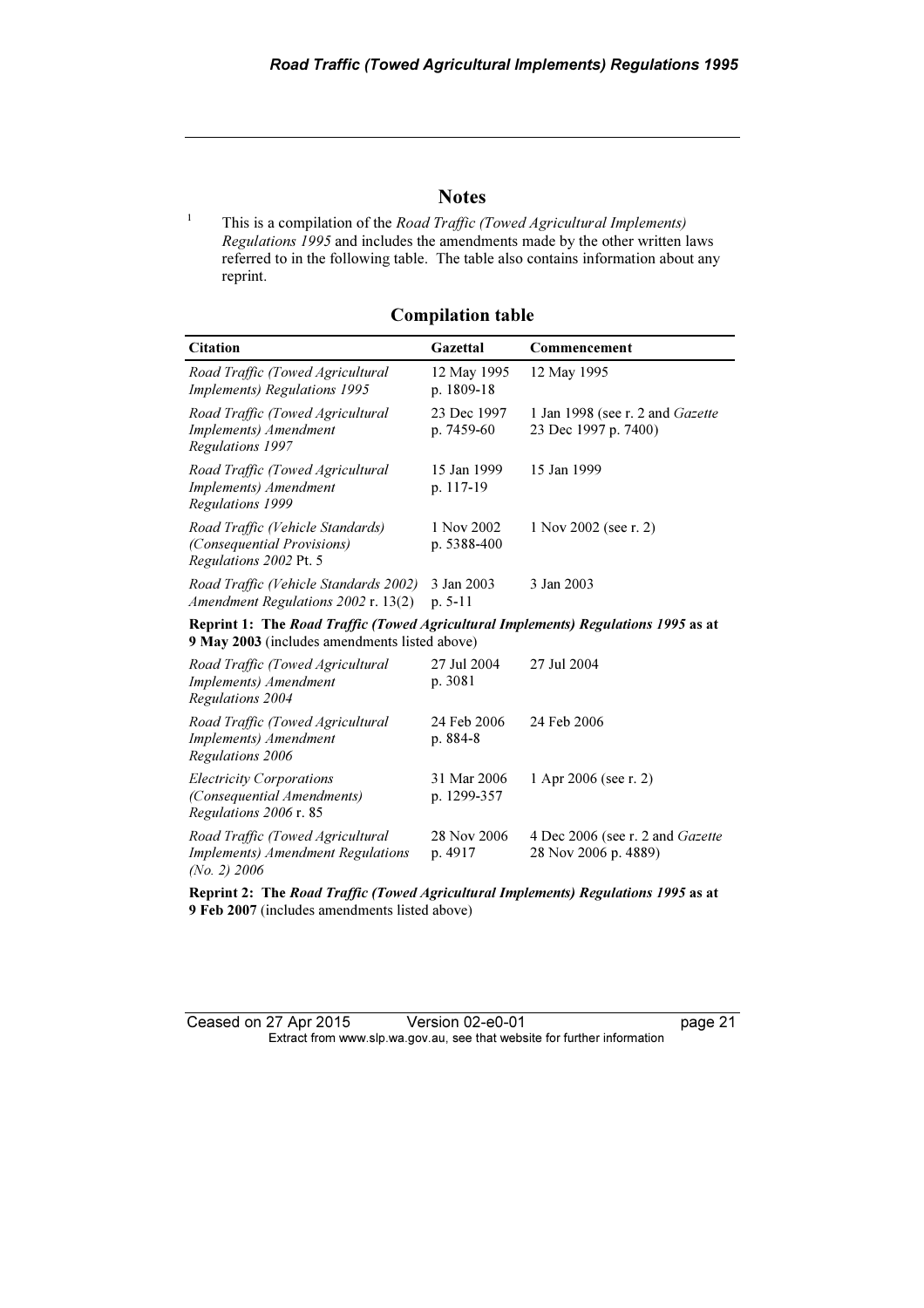## Notes

[1] This is a compilation of the *Road Traffic (Towed Agricultural Implements) Regulations 1995* and includes the amendments made by the other written laws referred to in the following table. The table also contains information about any reprint.

### Compilation table

| Citation | Gazettal | Commencement |
|---|---|---|
| *Road Traffic (Towed Agricultural Implements) Regulations 1995* | 12 May 1995 p. 1809-18 | 12 May 1995 |
| *Road Traffic (Towed Agricultural Implements) Amendment Regulations 1997* | 23 Dec 1997 p. 7459-60 | 1 Jan 1998 (see r. 2 and *Gazette* 23 Dec 1997 p. 7400) |
| *Road Traffic (Towed Agricultural Implements) Amendment Regulations 1999* | 15 Jan 1999 p. 117-19 | 15 Jan 1999 |
| *Road Traffic (Vehicle Standards) (Consequential Provisions) Regulations 2002* Pt. 5 | 1 Nov 2002 p. 5388-400 | 1 Nov 2002 (see r. 2) |
| *Road Traffic (Vehicle Standards 2002) Amendment Regulations 2002* r. 13(2) | 3 Jan 2003 p. 5-11 | 3 Jan 2003 |
| **Reprint 1: The *Road Traffic (Towed Agricultural Implements) Regulations 1995* as at 9 May 2003** (includes amendments listed above) | | |
| *Road Traffic (Towed Agricultural Implements) Amendment Regulations 2004* | 27 Jul 2004 p. 3081 | 27 Jul 2004 |
| *Road Traffic (Towed Agricultural Implements) Amendment Regulations 2006* | 24 Feb 2006 p. 884-8 | 24 Feb 2006 |
| *Electricity Corporations (Consequential Amendments) Regulations 2006* r. 85 | 31 Mar 2006 p. 1299-357 | 1 Apr 2006 (see r. 2) |
| *Road Traffic (Towed Agricultural Implements) Amendment Regulations (No. 2) 2006* | 28 Nov 2006 p. 4917 | 4 Dec 2006 (see r. 2 and *Gazette* 28 Nov 2006 p. 4889) |
| **Reprint 2: The *Road Traffic (Towed Agricultural Implements) Regulations 1995* as at 9 Feb 2007** (includes amendments listed above) | | |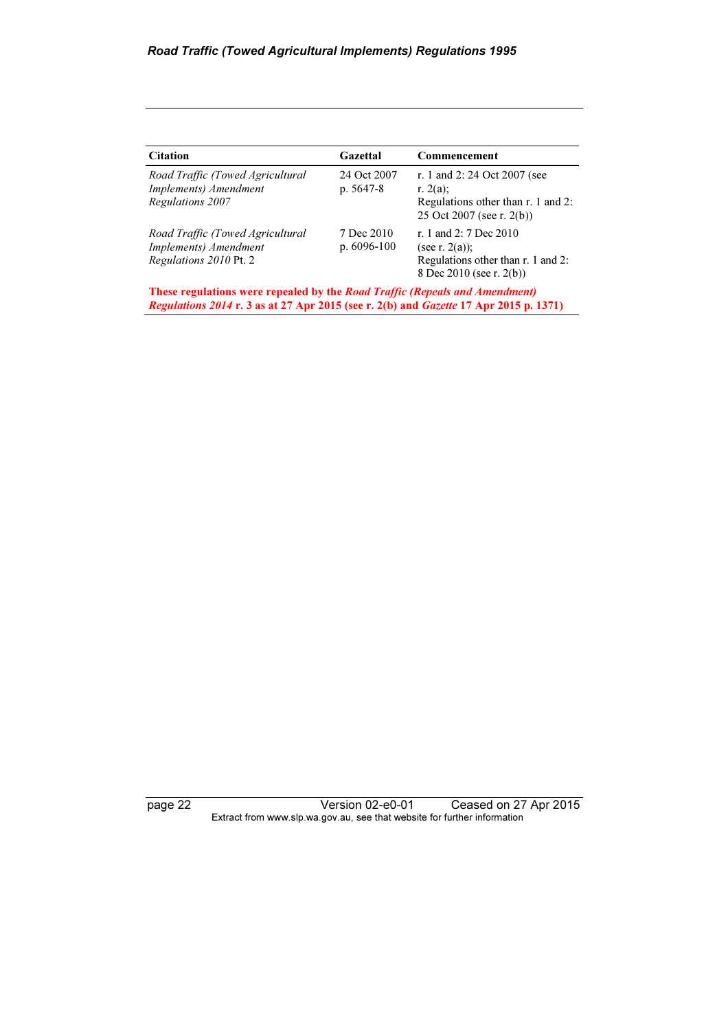| Citation | Gazettal | Commencement |
|---|---|---|
| *Road Traffic (Towed Agricultural Implements) Amendment Regulations 2007* | 24 Oct 2007 p. 5647-8 | r. 1 and 2: 24 Oct 2007 (see r. 2(a); Regulations other than r. 1 and 2: 25 Oct 2007 (see r. 2(b)) |
| *Road Traffic (Towed Agricultural Implements) Amendment Regulations 2010* Pt. 2 | 7 Dec 2010 p. 6096-100 | r. 1 and 2: 7 Dec 2010 (see r. 2(a)); Regulations other than r. 1 and 2: 8 Dec 2010 (see r. 2(b)) |

**These regulations were repealed by the *Road Traffic (Repeals and Amendment) Regulations 2014* r. 3 as at 27 Apr 2015 (see r. 2(b) and *Gazette* 17 Apr 2015 p. 1371)**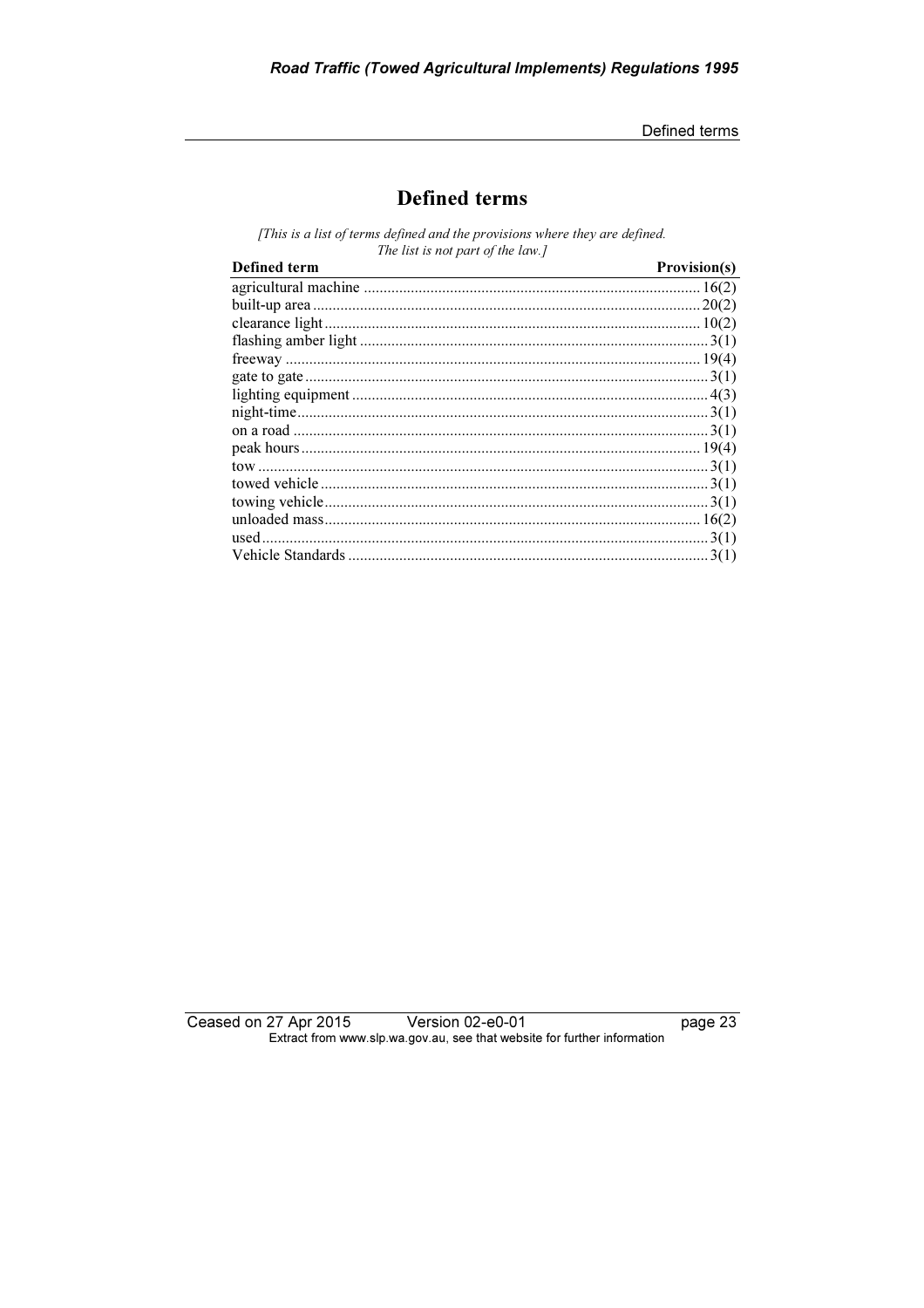# Defined terms

*[This is a list of terms defined and the provisions where they are defined. The list is not part of the law.]*

| Defined term | Provision(s) |
|---|---|
| agricultural machine | 16(2) |
| built-up area | 20(2) |
| clearance light | 10(2) |
| flashing amber light | 3(1) |
| freeway | 19(4) |
| gate to gate | 3(1) |
| lighting equipment | 4(3) |
| night-time | 3(1) |
| on a road | 3(1) |
| peak hours | 19(4) |
| tow | 3(1) |
| towed vehicle | 3(1) |
| towing vehicle | 3(1) |
| unloaded mass | 16(2) |
| used | 3(1) |
| Vehicle Standards | 3(1) |